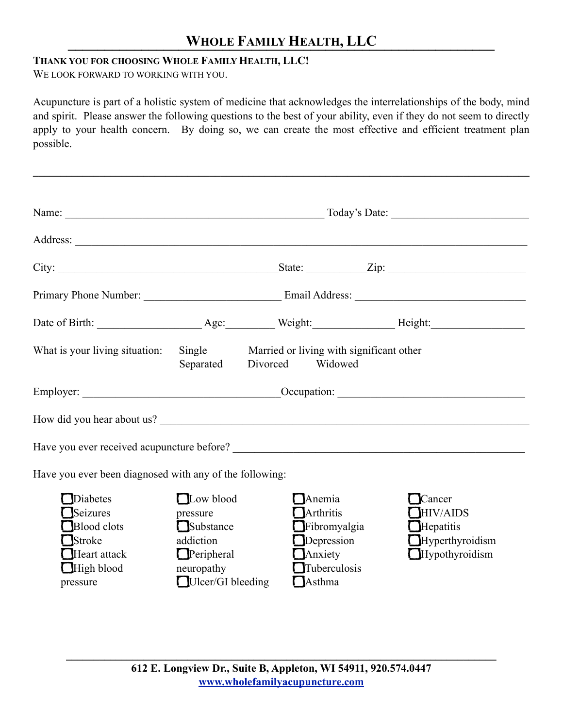# WHOLE FAMILY HEALTH, LLC

**THANK YOU FOR CHOOSING WHOLE FAMILY HEALTH, LLC!**

WE LOOK FORWARD TO WORKING WITH YOU.

Acupuncture is part of a holistic system of medicine that acknowledges the interrelationships of the body, mind and spirit. Please answer the following questions to the best of your ability, even if they do not seem to directly apply to your health concern. By doing so, we can create the most effective and efficient treatment plan possible.

---

Name: ______________________________ Today's Date: ____________________

Address: ________________________________________________________________

City: ______________________________ State: __________ Zip: ____________________

Primary Phone Number: ____________________ Email Address: ____________________

Date of Birth: ______________ Age: ________ Weight: ____________ Height: ______________

What is your living situation: Single Married or living with significant other Separated Divorced Widowed

Employer: ______________________________ Occupation: ______________________________

How did you hear about us? ________________________________________________________

Have you ever received acupuncture before? __________________________________________

Have you ever been diagnosed with any of the following:

- ☐ Diabetes
- ☐ Seizures
- ☐ Blood clots
- ☐ Stroke
- ☐ Heart attack
- ☐ High blood pressure
- ☐ Low blood pressure
- ☐ Substance addiction
- ☐ Peripheral neuropathy
- ☐ Ulcer/GI bleeding
- ☐ Anemia
- ☐ Arthritis
- ☐ Fibromyalgia
- ☐ Depression
- ☐ Anxiety
- ☐ Tuberculosis
- ☐ Asthma
- ☐ Cancer
- ☐ HIV/AIDS
- ☐ Hepatitis
- ☐ Hyperthyroidism
- ☐ Hypothyroidism

---

**612 E. Longview Dr., Suite B, Appleton, WI 54911, 920.574.0447**

**[www.wholefamilyacupuncture.com](http://www.wholefamilyacupuncture.com)**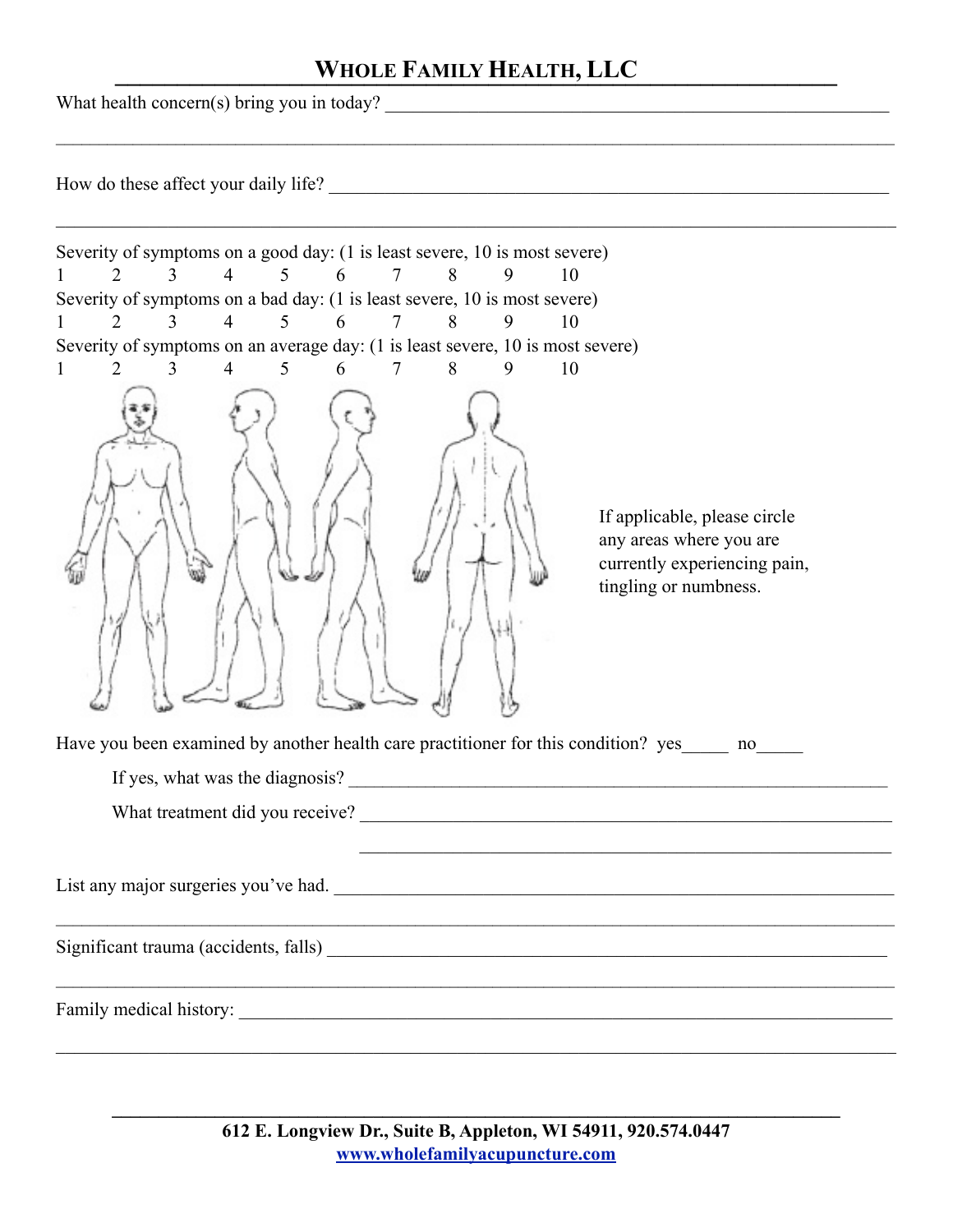# WHOLE FAMILY HEALTH, LLC

What health concern(s) bring you in today? ___________________________________________

___________________________________________________________________________

How do these affect your daily life? ___________________________________________

___________________________________________________________________________

Severity of symptoms on a good day: (1 is least severe, 10 is most severe)

1 2 3 4 5 6 7 8 9 10

Severity of symptoms on a bad day: (1 is least severe, 10 is most severe)

1 2 3 4 5 6 7 8 9 10

Severity of symptoms on an average day: (1 is least severe, 10 is most severe)

1 2 3 4 5 6 7 8 9 10

If applicable, please circle any areas where you are currently experiencing pain, tingling or numbness.

Have you been examined by another health care practitioner for this condition? yes_____ no_____

If yes, what was the diagnosis? ___________________________________________

What treatment did you receive? ___________________________________________

___________________________________________

List any major surgeries you've had. ___________________________________________

___________________________________________________________________________

Significant trauma (accidents, falls) ___________________________________________

___________________________________________________________________________

Family medical history: ___________________________________________

___________________________________________________________________________

**612 E. Longview Dr., Suite B, Appleton, WI 54911, 920.574.0447**
**www.wholefamilyacupuncture.com**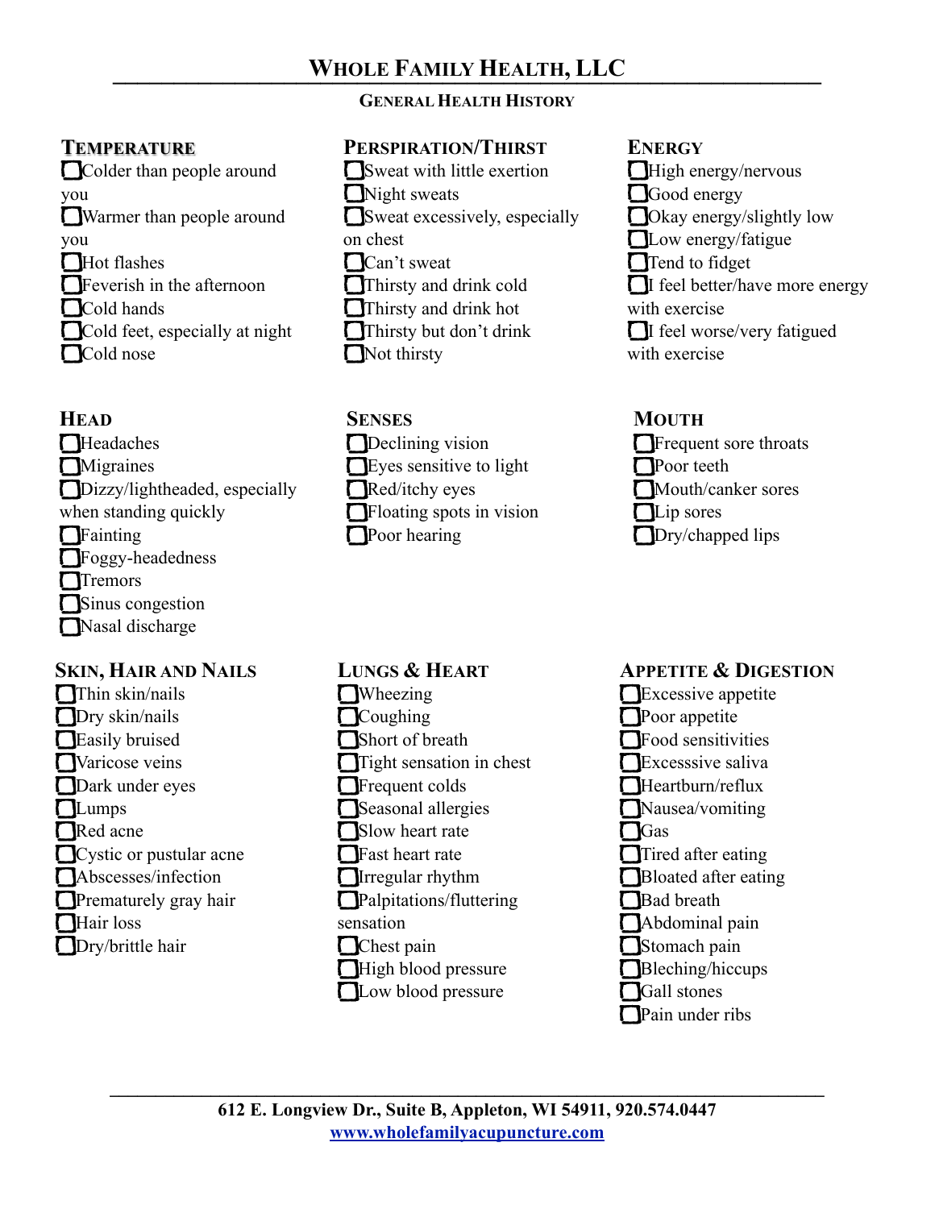# Whole Family Health, LLC

## General Health History

### Temperature

- [ ] Colder than people around you
- [ ] Warmer than people around you
- [ ] Hot flashes
- [ ] Feverish in the afternoon
- [ ] Cold hands
- [ ] Cold feet, especially at night
- [ ] Cold nose

### Perspiration/Thirst

- [ ] Sweat with little exertion
- [ ] Night sweats
- [ ] Sweat excessively, especially on chest
- [ ] Can't sweat
- [ ] Thirsty and drink cold
- [ ] Thirsty and drink hot
- [ ] Thirsty but don't drink
- [ ] Not thirsty

### Energy

- [ ] High energy/nervous
- [ ] Good energy
- [ ] Okay energy/slightly low
- [ ] Low energy/fatigue
- [ ] Tend to fidget
- [ ] I feel better/have more energy with exercise
- [ ] I feel worse/very fatigued with exercise

### Head

- [ ] Headaches
- [ ] Migraines
- [ ] Dizzy/lightheaded, especially when standing quickly
- [ ] Fainting
- [ ] Foggy-headedness
- [ ] Tremors
- [ ] Sinus congestion
- [ ] Nasal discharge

### Senses

- [ ] Declining vision
- [ ] Eyes sensitive to light
- [ ] Red/itchy eyes
- [ ] Floating spots in vision
- [ ] Poor hearing

### Mouth

- [ ] Frequent sore throats
- [ ] Poor teeth
- [ ] Mouth/canker sores
- [ ] Lip sores
- [ ] Dry/chapped lips

### Skin, Hair and Nails

- [ ] Thin skin/nails
- [ ] Dry skin/nails
- [ ] Easily bruised
- [ ] Varicose veins
- [ ] Dark under eyes
- [ ] Lumps
- [ ] Red acne
- [ ] Cystic or pustular acne
- [ ] Abscesses/infection
- [ ] Prematurely gray hair
- [ ] Hair loss
- [ ] Dry/brittle hair

### Lungs & Heart

- [ ] Wheezing
- [ ] Coughing
- [ ] Short of breath
- [ ] Tight sensation in chest
- [ ] Frequent colds
- [ ] Seasonal allergies
- [ ] Slow heart rate
- [ ] Fast heart rate
- [ ] Irregular rhythm
- [ ] Palpitations/fluttering sensation
- [ ] Chest pain
- [ ] High blood pressure
- [ ] Low blood pressure

### Appetite & Digestion

- [ ] Excessive appetite
- [ ] Poor appetite
- [ ] Food sensitivities
- [ ] Excesssive saliva
- [ ] Heartburn/reflux
- [ ] Nausea/vomiting
- [ ] Gas
- [ ] Tired after eating
- [ ] Bloated after eating
- [ ] Bad breath
- [ ] Abdominal pain
- [ ] Stomach pain
- [ ] Bleching/hiccups
- [ ] Gall stones
- [ ] Pain under ribs

**612 E. Longview Dr., Suite B, Appleton, WI 54911, 920.574.0447**
**[www.wholefamilyacupuncture.com](http://www.wholefamilyacupuncture.com)**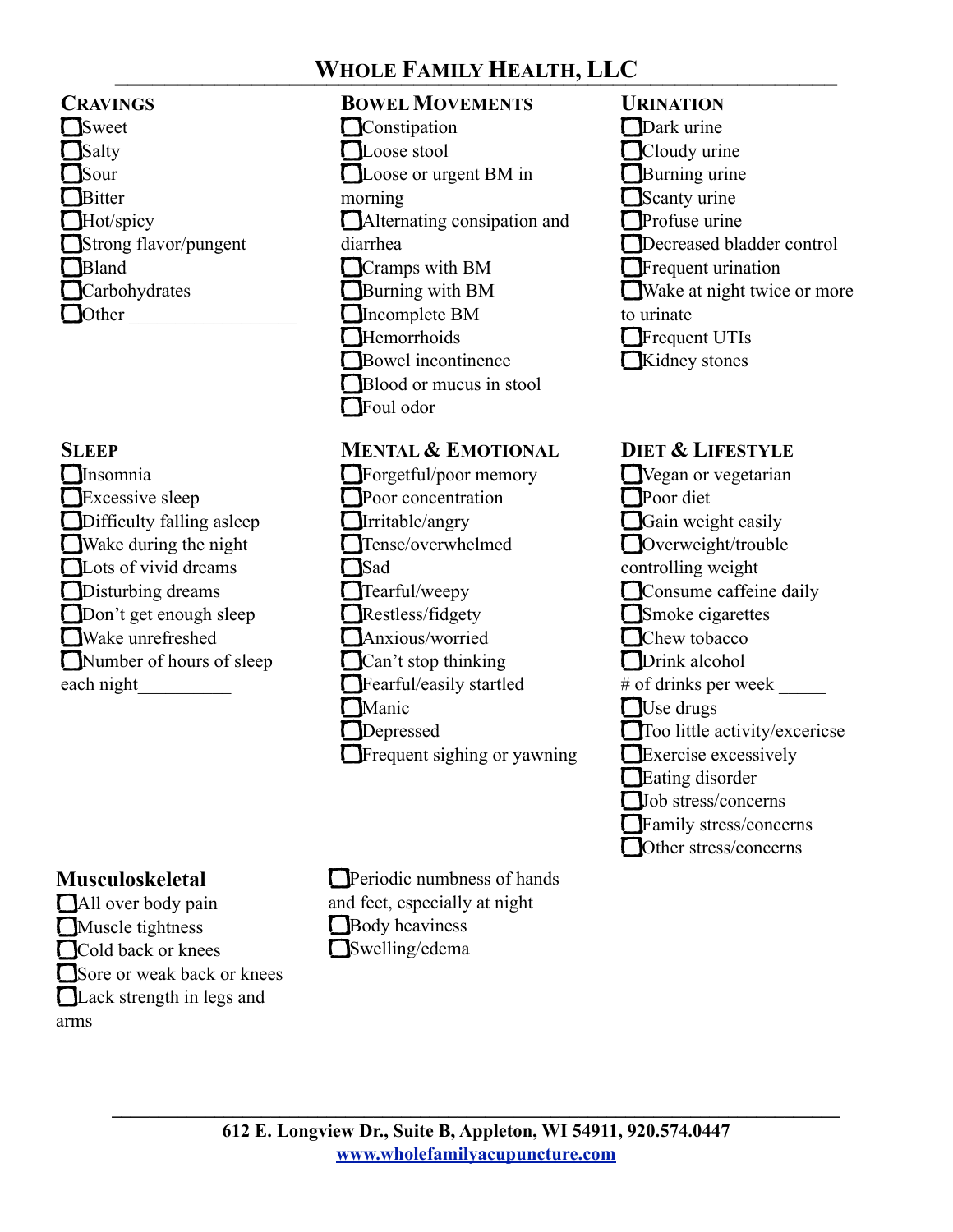# WHOLE FAMILY HEALTH, LLC

## CRAVINGS

- ☐ Sweet
- ☐ Salty
- ☐ Sour
- ☐ Bitter
- ☐ Hot/spicy
- ☐ Strong flavor/pungent
- ☐ Bland
- ☐ Carbohydrates
- ☐ Other _________________

## BOWEL MOVEMENTS

- ☐ Constipation
- ☐ Loose stool
- ☐ Loose or urgent BM in morning
- ☐ Alternating consipation and diarrhea
- ☐ Cramps with BM
- ☐ Burning with BM
- ☐ Incomplete BM
- ☐ Hemorrhoids
- ☐ Bowel incontinence
- ☐ Blood or mucus in stool
- ☐ Foul odor

## URINATION

- ☐ Dark urine
- ☐ Cloudy urine
- ☐ Burning urine
- ☐ Scanty urine
- ☐ Profuse urine
- ☐ Decreased bladder control
- ☐ Frequent urination
- ☐ Wake at night twice or more to urinate
- ☐ Frequent UTIs
- ☐ Kidney stones

## SLEEP

- ☐ Insomnia
- ☐ Excessive sleep
- ☐ Difficulty falling asleep
- ☐ Wake during the night
- ☐ Lots of vivid dreams
- ☐ Disturbing dreams
- ☐ Don't get enough sleep
- ☐ Wake unrefreshed
- ☐ Number of hours of sleep each night__________

## MENTAL & EMOTIONAL

- ☐ Forgetful/poor memory
- ☐ Poor concentration
- ☐ Irritable/angry
- ☐ Tense/overwhelmed
- ☐ Sad
- ☐ Tearful/weepy
- ☐ Restless/fidgety
- ☐ Anxious/worried
- ☐ Can't stop thinking
- ☐ Fearful/easily startled
- ☐ Manic
- ☐ Depressed
- ☐ Frequent sighing or yawning

## DIET & LIFESTYLE

- ☐ Vegan or vegetarian
- ☐ Poor diet
- ☐ Gain weight easily
- ☐ Overweight/trouble controlling weight
- ☐ Consume caffeine daily
- ☐ Smoke cigarettes
- ☐ Chew tobacco
- ☐ Drink alcohol
- # of drinks per week _____
- ☐ Use drugs
- ☐ Too little activity/excericse
- ☐ Exercise excessively
- ☐ Eating disorder
- ☐ Job stress/concerns
- ☐ Family stress/concerns
- ☐ Other stress/concerns

## Musculoskeletal

- ☐ All over body pain
- ☐ Muscle tightness
- ☐ Cold back or knees
- ☐ Sore or weak back or knees
- ☐ Lack strength in legs and arms
- ☐ Periodic numbness of hands and feet, especially at night
- ☐ Body heaviness
- ☐ Swelling/edema

**612 E. Longview Dr., Suite B, Appleton, WI 54911, 920.574.0447**
**[www.wholefamilyacupuncture.com](http://www.wholefamilyacupuncture.com)**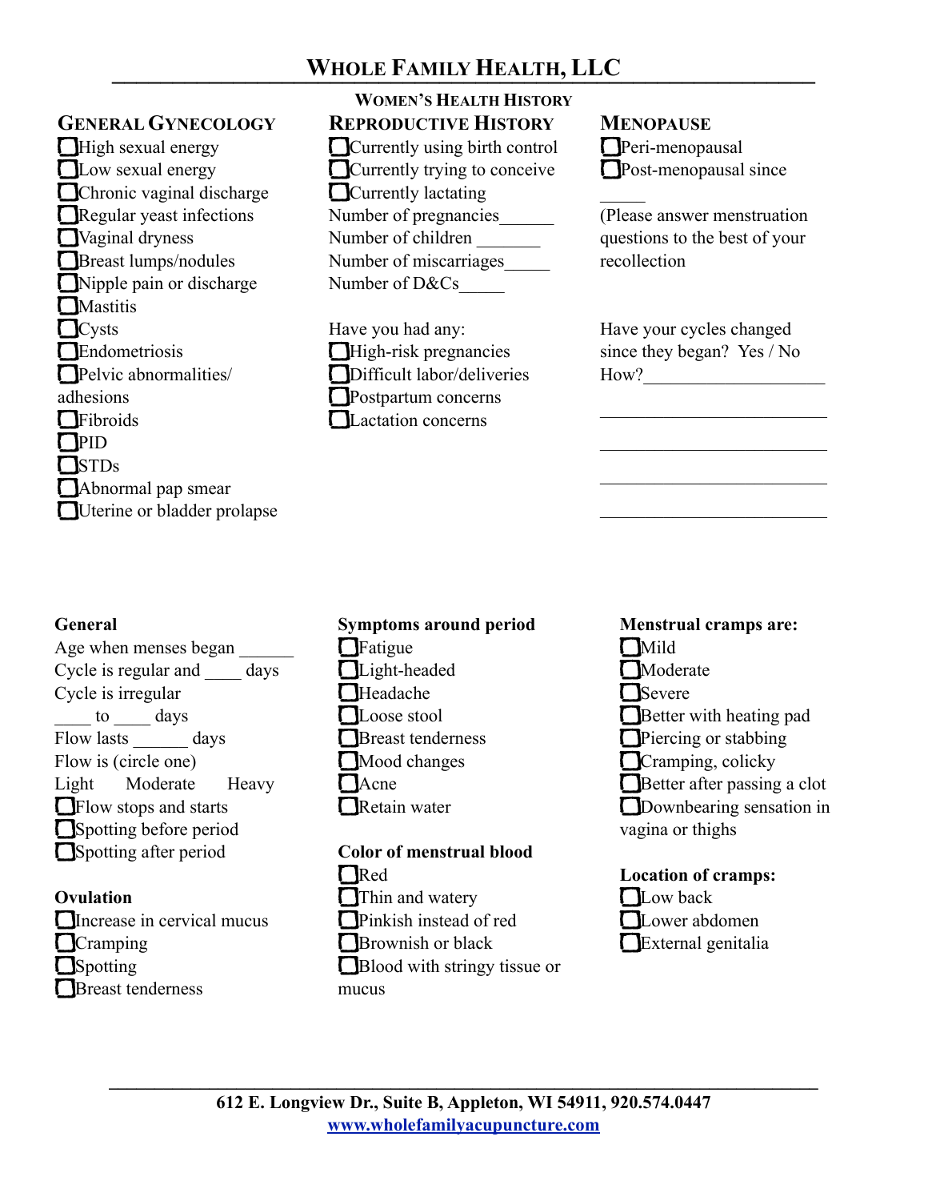# Whole Family Health, LLC

## Women's Health History

### General Gynecology

- ☐ High sexual energy
- ☐ Low sexual energy
- ☐ Chronic vaginal discharge
- ☐ Regular yeast infections
- ☐ Vaginal dryness
- ☐ Breast lumps/nodules
- ☐ Nipple pain or discharge
- ☐ Mastitis
- ☐ Cysts
- ☐ Endometriosis
- ☐ Pelvic abnormalities/ adhesions
- ☐ Fibroids
- ☐ PID
- ☐ STDs
- ☐ Abnormal pap smear
- ☐ Uterine or bladder prolapse

### Reproductive History

- ☐ Currently using birth control
- ☐ Currently trying to conceive
- ☐ Currently lactating

Number of pregnancies______
Number of children _______
Number of miscarriages_____
Number of D&Cs_____

Have you had any:

- ☐ High-risk pregnancies
- ☐ Difficult labor/deliveries
- ☐ Postpartum concerns
- ☐ Lactation concerns

### Menopause

- ☐ Peri-menopausal
- ☐ Post-menopausal since _____

(Please answer menstruation questions to the best of your recollection

Have your cycles changed since they began? Yes / No
How?____________________

________________________

________________________

________________________

________________________

### General

Age when menses began ______
Cycle is regular and ____ days
Cycle is irregular
____ to ____ days
Flow lasts ______ days
Flow is (circle one)
Light  Moderate  Heavy

- ☐ Flow stops and starts
- ☐ Spotting before period
- ☐ Spotting after period

### Ovulation

- ☐ Increase in cervical mucus
- ☐ Cramping
- ☐ Spotting
- ☐ Breast tenderness

### Symptoms around period

- ☐ Fatigue
- ☐ Light-headed
- ☐ Headache
- ☐ Loose stool
- ☐ Breast tenderness
- ☐ Mood changes
- ☐ Acne
- ☐ Retain water

### Color of menstrual blood

- ☐ Red
- ☐ Thin and watery
- ☐ Pinkish instead of red
- ☐ Brownish or black
- ☐ Blood with stringy tissue or mucus

### Menstrual cramps are:

- ☐ Mild
- ☐ Moderate
- ☐ Severe
- ☐ Better with heating pad
- ☐ Piercing or stabbing
- ☐ Cramping, colicky
- ☐ Better after passing a clot
- ☐ Downbearing sensation in vagina or thighs

### Location of cramps:

- ☐ Low back
- ☐ Lower abdomen
- ☐ External genitalia

**612 E. Longview Dr., Suite B, Appleton, WI 54911, 920.574.0447**
**www.wholefamilyacupuncture.com**